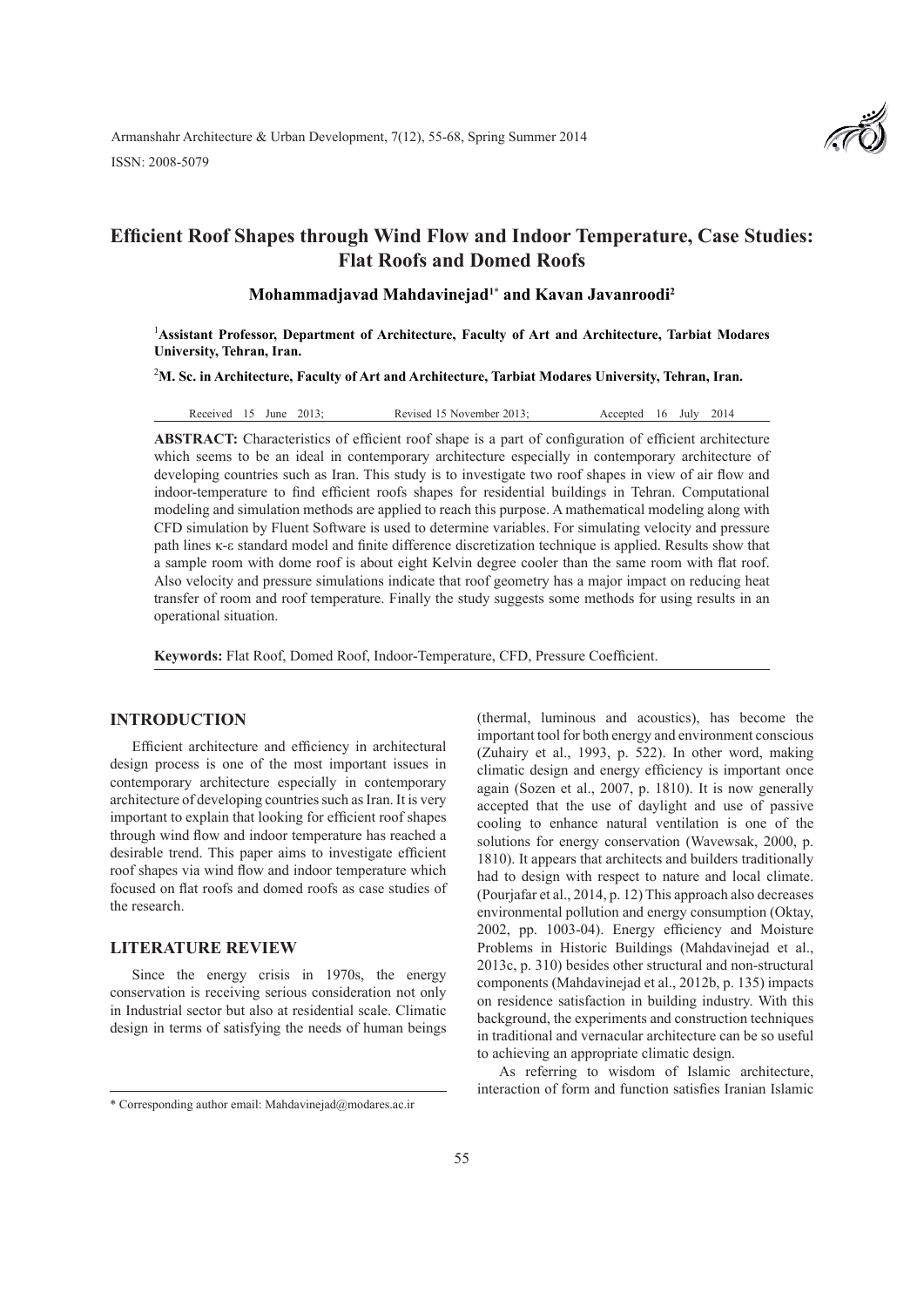# Efficient Roof Shapes through Wind Flow and Indoor Temperature, Case Studies: Flat Roofs and Domed Roofs

**Mohammadjavad Mahdavinejad[1]* and Kavan Javanroodi[2]**

[1]**Assistant Professor, Department of Architecture, Faculty of Art and Architecture, Tarbiat Modares University, Tehran, Iran.**

[2]**M. Sc. in Architecture, Faculty of Art and Architecture, Tarbiat Modares University, Tehran, Iran.**

Received 15 June 2013; Revised 15 November 2013; Accepted 16 July 2014

**ABSTRACT:** Characteristics of efficient roof shape is a part of configuration of efficient architecture which seems to be an ideal in contemporary architecture especially in contemporary architecture of developing countries such as Iran. This study is to investigate two roof shapes in view of air flow and indoor-temperature to find efficient roofs shapes for residential buildings in Tehran. Computational modeling and simulation methods are applied to reach this purpose. A mathematical modeling along with CFD simulation by Fluent Software is used to determine variables. For simulating velocity and pressure path lines κ-ε standard model and finite difference discretization technique is applied. Results show that a sample room with dome roof is about eight Kelvin degree cooler than the same room with flat roof. Also velocity and pressure simulations indicate that roof geometry has a major impact on reducing heat transfer of room and roof temperature. Finally the study suggests some methods for using results in an operational situation.

**Keywords:** Flat Roof, Domed Roof, Indoor-Temperature, CFD, Pressure Coefficient.

## INTRODUCTION

Efficient architecture and efficiency in architectural design process is one of the most important issues in contemporary architecture especially in contemporary architecture of developing countries such as Iran. It is very important to explain that looking for efficient roof shapes through wind flow and indoor temperature has reached a desirable trend. This paper aims to investigate efficient roof shapes via wind flow and indoor temperature which focused on flat roofs and domed roofs as case studies of the research.

## LITERATURE REVIEW

Since the energy crisis in 1970s, the energy conservation is receiving serious consideration not only in Industrial sector but also at residential scale. Climatic design in terms of satisfying the needs of human beings (thermal, luminous and acoustics), has become the important tool for both energy and environment conscious (Zuhairy et al., 1993, p. 522). In other word, making climatic design and energy efficiency is important once again (Sozen et al., 2007, p. 1810). It is now generally accepted that the use of daylight and use of passive cooling to enhance natural ventilation is one of the solutions for energy conservation (Wavewsak, 2000, p. 1810). It appears that architects and builders traditionally had to design with respect to nature and local climate. (Pourjafar et al., 2014, p. 12) This approach also decreases environmental pollution and energy consumption (Oktay, 2002, pp. 1003-04). Energy efficiency and Moisture Problems in Historic Buildings (Mahdavinejad et al., 2013c, p. 310) besides other structural and non-structural components (Mahdavinejad et al., 2012b, p. 135) impacts on residence satisfaction in building industry. With this background, the experiments and construction techniques in traditional and vernacular architecture can be so useful to achieving an appropriate climatic design.

As referring to wisdom of Islamic architecture, interaction of form and function satisfies Iranian Islamic

\* Corresponding author email: Mahdavinejad@modares.ac.ir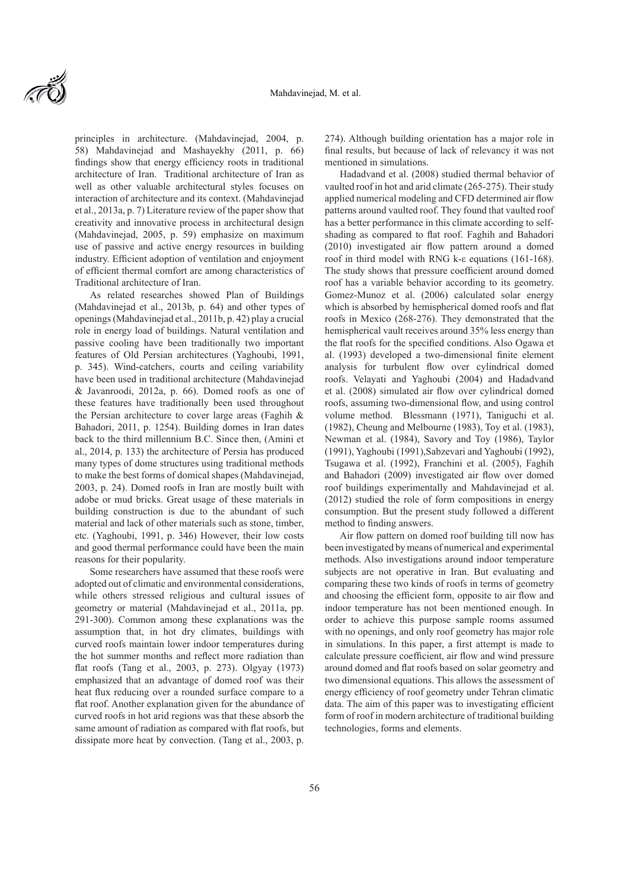principles in architecture. (Mahdavinejad, 2004, p. 58) Mahdavinejad and Mashayekhy (2011, p. 66) findings show that energy efficiency roots in traditional architecture of Iran. Traditional architecture of Iran as well as other valuable architectural styles focuses on interaction of architecture and its context. (Mahdavinejad et al., 2013a, p. 7) Literature review of the paper show that creativity and innovative process in architectural design (Mahdavinejad, 2005, p. 59) emphasize on maximum use of passive and active energy resources in building industry. Efficient adoption of ventilation and enjoyment of efficient thermal comfort are among characteristics of Traditional architecture of Iran.

As related researches showed Plan of Buildings (Mahdavinejad et al., 2013b, p. 64) and other types of openings (Mahdavinejad et al., 2011b, p. 42) play a crucial role in energy load of buildings. Natural ventilation and passive cooling have been traditionally two important features of Old Persian architectures (Yaghoubi, 1991, p. 345). Wind-catchers, courts and ceiling variability have been used in traditional architecture (Mahdavinejad & Javanroodi, 2012a, p. 66). Domed roofs as one of these features have traditionally been used throughout the Persian architecture to cover large areas (Faghih & Bahadori, 2011, p. 1254). Building domes in Iran dates back to the third millennium B.C. Since then, (Amini et al., 2014, p. 133) the architecture of Persia has produced many types of dome structures using traditional methods to make the best forms of domical shapes (Mahdavinejad, 2003, p. 24). Domed roofs in Iran are mostly built with adobe or mud bricks. Great usage of these materials in building construction is due to the abundant of such material and lack of other materials such as stone, timber, etc. (Yaghoubi, 1991, p. 346) However, their low costs and good thermal performance could have been the main reasons for their popularity.

Some researchers have assumed that these roofs were adopted out of climatic and environmental considerations, while others stressed religious and cultural issues of geometry or material (Mahdavinejad et al., 2011a, pp. 291-300). Common among these explanations was the assumption that, in hot dry climates, buildings with curved roofs maintain lower indoor temperatures during the hot summer months and reflect more radiation than flat roofs (Tang et al., 2003, p. 273). Olgyay (1973) emphasized that an advantage of domed roof was their heat flux reducing over a rounded surface compare to a flat roof. Another explanation given for the abundance of curved roofs in hot arid regions was that these absorb the same amount of radiation as compared with flat roofs, but dissipate more heat by convection. (Tang et al., 2003, p. 274). Although building orientation has a major role in final results, but because of lack of relevancy it was not mentioned in simulations.

Hadadvand et al. (2008) studied thermal behavior of vaulted roof in hot and arid climate (265-275). Their study applied numerical modeling and CFD determined air flow patterns around vaulted roof. They found that vaulted roof has a better performance in this climate according to self-shading as compared to flat roof. Faghih and Bahadori (2010) investigated air flow pattern around a domed roof in third model with RNG k-ε equations (161-168). The study shows that pressure coefficient around domed roof has a variable behavior according to its geometry. Gomez-Munoz et al. (2006) calculated solar energy which is absorbed by hemispherical domed roofs and flat roofs in Mexico (268-276). They demonstrated that the hemispherical vault receives around 35% less energy than the flat roofs for the specified conditions. Also Ogawa et al. (1993) developed a two-dimensional finite element analysis for turbulent flow over cylindrical domed roofs. Velayati and Yaghoubi (2004) and Hadadvand et al. (2008) simulated air flow over cylindrical domed roofs, assuming two-dimensional flow, and using control volume method. Blessmann (1971), Taniguchi et al. (1982), Cheung and Melbourne (1983), Toy et al. (1983), Newman et al. (1984), Savory and Toy (1986), Taylor (1991), Yaghoubi (1991),Sabzevari and Yaghoubi (1992), Tsugawa et al. (1992), Franchini et al. (2005), Faghih and Bahadori (2009) investigated air flow over domed roof buildings experimentally and Mahdavinejad et al. (2012) studied the role of form compositions in energy consumption. But the present study followed a different method to finding answers.

Air flow pattern on domed roof building till now has been investigated by means of numerical and experimental methods. Also investigations around indoor temperature subjects are not operative in Iran. But evaluating and comparing these two kinds of roofs in terms of geometry and choosing the efficient form, opposite to air flow and indoor temperature has not been mentioned enough. In order to achieve this purpose sample rooms assumed with no openings, and only roof geometry has major role in simulations. In this paper, a first attempt is made to calculate pressure coefficient, air flow and wind pressure around domed and flat roofs based on solar geometry and two dimensional equations. This allows the assessment of energy efficiency of roof geometry under Tehran climatic data. The aim of this paper was to investigating efficient form of roof in modern architecture of traditional building technologies, forms and elements.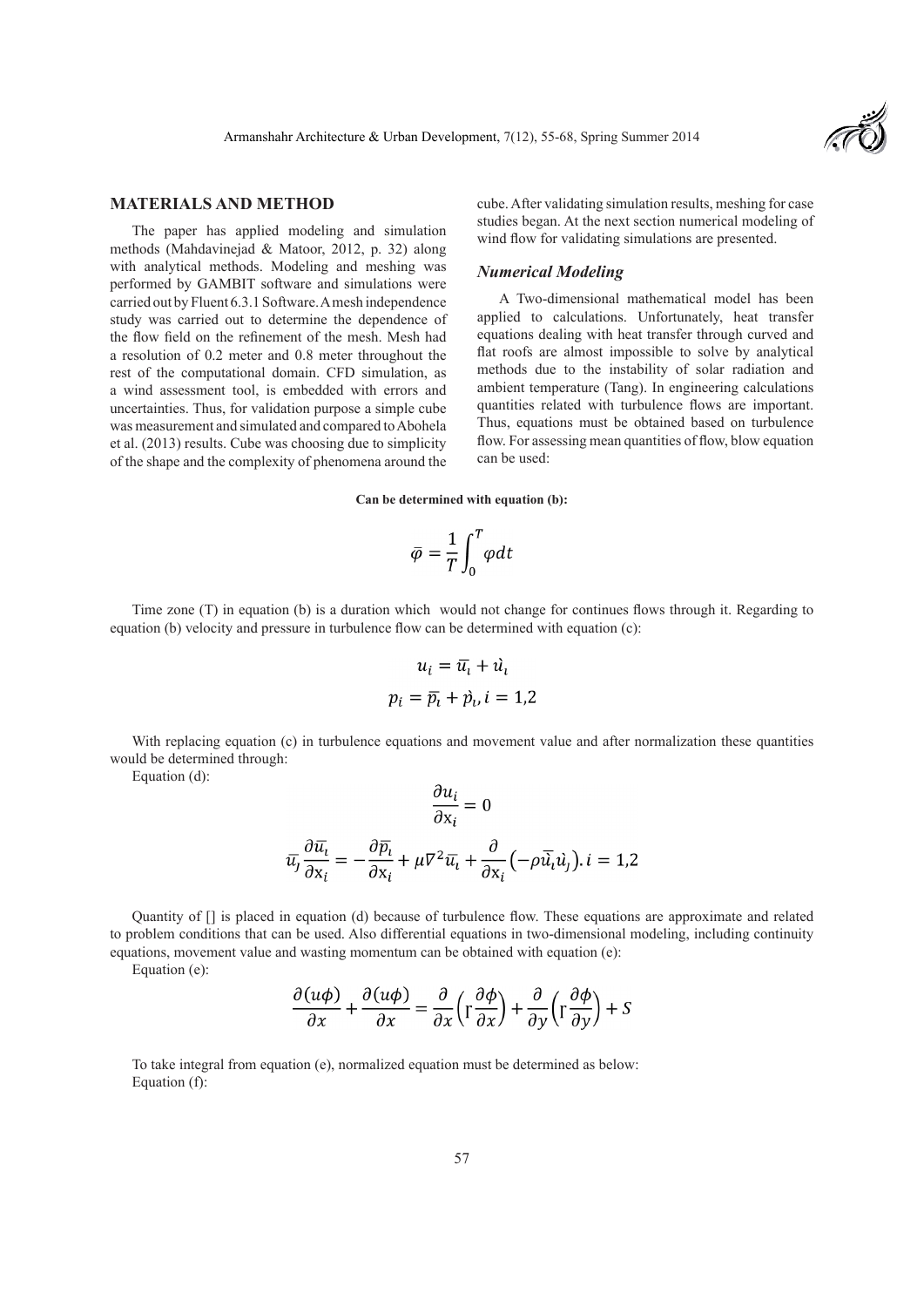## MATERIALS AND METHOD

The paper has applied modeling and simulation methods (Mahdavinejad & Matoor, 2012, p. 32) along with analytical methods. Modeling and meshing was performed by GAMBIT software and simulations were carried out by Fluent 6.3.1 Software. A mesh independence study was carried out to determine the dependence of the flow field on the refinement of the mesh. Mesh had a resolution of 0.2 meter and 0.8 meter throughout the rest of the computational domain. CFD simulation, as a wind assessment tool, is embedded with errors and uncertainties. Thus, for validation purpose a simple cube was measurement and simulated and compared to Abohela et al. (2013) results. Cube was choosing due to simplicity of the shape and the complexity of phenomena around the cube. After validating simulation results, meshing for case studies began. At the next section numerical modeling of wind flow for validating simulations are presented.

### *Numerical Modeling*

A Two-dimensional mathematical model has been applied to calculations. Unfortunately, heat transfer equations dealing with heat transfer through curved and flat roofs are almost impossible to solve by analytical methods due to the instability of solar radiation and ambient temperature (Tang). In engineering calculations quantities related with turbulence flows are important. Thus, equations must be obtained based on turbulence flow. For assessing mean quantities of flow, blow equation can be used:

**Can be determined with equation (b):**

$$\bar{\varphi} = \frac{1}{T}\int_0^T \varphi dt$$

Time zone (T) in equation (b) is a duration which would not change for continues flows through it. Regarding to equation (b) velocity and pressure in turbulence flow can be determined with equation (c):

$$u_i = \bar{u_i} + \acute{u_i}$$

$$p_i = \bar{p_i} + \acute{p_i}, i = 1,2$$

With replacing equation (c) in turbulence equations and movement value and after normalization these quantities would be determined through:

Equation (d):

$$\frac{\partial u_i}{\partial \mathrm{x}_i} = 0$$

$$\bar{u_j}\frac{\partial \bar{u_i}}{\partial \mathrm{x}_i} = -\frac{\partial \bar{p_i}}{\partial \mathrm{x}_i} + \mu \nabla^2 \bar{u_i} + \frac{\partial}{\partial \mathrm{x}_i}\left(-\rho \bar{\acute{u_i}\acute{u_j}}\right). i = 1,2$$

Quantity of [] is placed in equation (d) because of turbulence flow. These equations are approximate and related to problem conditions that can be used. Also differential equations in two-dimensional modeling, including continuity equations, movement value and wasting momentum can be obtained with equation (e):

Equation (e):

$$\frac{\partial(u\phi)}{\partial x} + \frac{\partial(u\phi)}{\partial x} = \frac{\partial}{\partial x}\left(\Gamma\frac{\partial \phi}{\partial x}\right) + \frac{\partial}{\partial y}\left(\Gamma\frac{\partial \phi}{\partial y}\right) + S$$

To take integral from equation (e), normalized equation must be determined as below:

Equation (f):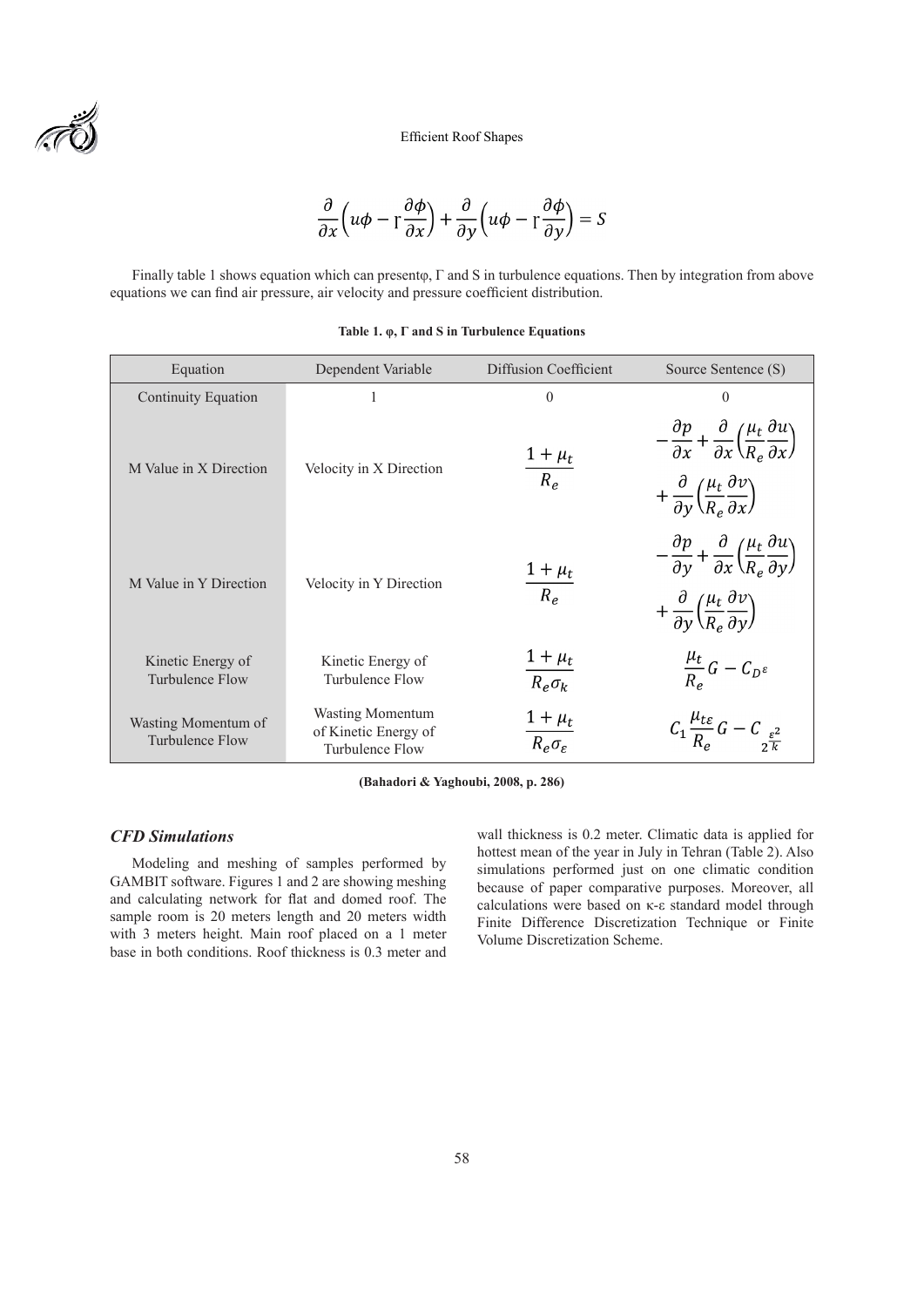$$\frac{\partial}{\partial x}\left(u\phi - \Gamma\frac{\partial \phi}{\partial x}\right) + \frac{\partial}{\partial y}\left(u\phi - \Gamma\frac{\partial \phi}{\partial y}\right) = S$$

Finally table 1 shows equation which can presentφ, Γ and S in turbulence equations. Then by integration from above equations we can find air pressure, air velocity and pressure coefficient distribution.

**Table 1. φ, Γ and S in Turbulence Equations**

| Equation | Dependent Variable | Diffusion Coefficient | Source Sentence (S) |
|---|---|---|---|
| Continuity Equation | 1 | 0 | 0 |
| M Value in X Direction | Velocity in X Direction | $\frac{1+\mu_t}{R_e}$ | $-\frac{\partial p}{\partial x} + \frac{\partial}{\partial x}\left(\frac{\mu_t}{R_e}\frac{\partial u}{\partial x}\right) + \frac{\partial}{\partial y}\left(\frac{\mu_t}{R_e}\frac{\partial v}{\partial x}\right)$ |
| M Value in Y Direction | Velocity in Y Direction | $\frac{1+\mu_t}{R_e}$ | $-\frac{\partial p}{\partial y} + \frac{\partial}{\partial x}\left(\frac{\mu_t}{R_e}\frac{\partial u}{\partial y}\right) + \frac{\partial}{\partial y}\left(\frac{\mu_t}{R_e}\frac{\partial v}{\partial y}\right)$ |
| Kinetic Energy of Turbulence Flow | Kinetic Energy of Turbulence Flow | $\frac{1+\mu_t}{R_e\sigma_k}$ | $\frac{\mu_t}{R_e}G - C_{D^{\varepsilon}}$ |
| Wasting Momentum of Turbulence Flow | Wasting Momentum of Kinetic Energy of Turbulence Flow | $\frac{1+\mu_t}{R_e\sigma_\varepsilon}$ | $C_1\frac{\mu_{t\varepsilon}}{R_e}G - C_{2\frac{\varepsilon^2}{k}}$ |

**(Bahadori & Yaghoubi, 2008, p. 286)**

### *CFD Simulations*

Modeling and meshing of samples performed by GAMBIT software. Figures 1 and 2 are showing meshing and calculating network for flat and domed roof. The sample room is 20 meters length and 20 meters width with 3 meters height. Main roof placed on a 1 meter base in both conditions. Roof thickness is 0.3 meter and wall thickness is 0.2 meter. Climatic data is applied for hottest mean of the year in July in Tehran (Table 2). Also simulations performed just on one climatic condition because of paper comparative purposes. Moreover, all calculations were based on κ-ε standard model through Finite Difference Discretization Technique or Finite Volume Discretization Scheme.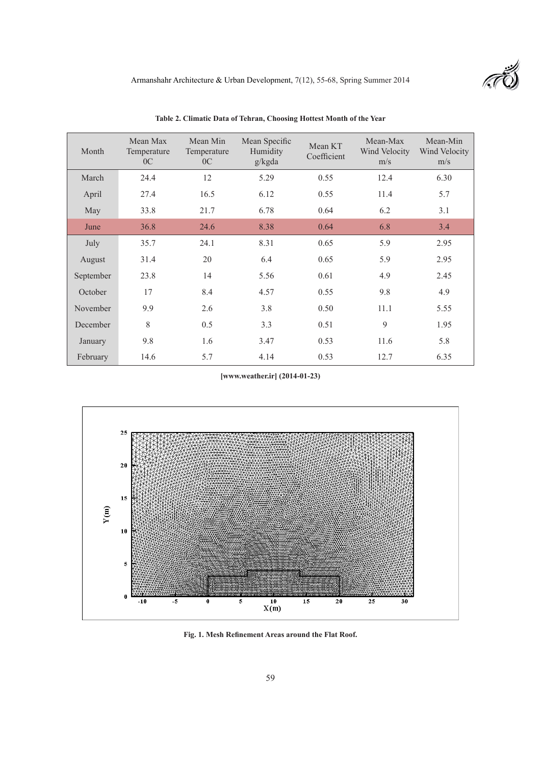**Table 2. Climatic Data of Tehran, Choosing Hottest Month of the Year**

| Month | Mean Max Temperature 0C | Mean Min Temperature 0C | Mean Specific Humidity g/kgda | Mean KT Coefficient | Mean-Max Wind Velocity m/s | Mean-Min Wind Velocity m/s |
|---|---|---|---|---|---|---|
| March | 24.4 | 12 | 5.29 | 0.55 | 12.4 | 6.30 |
| April | 27.4 | 16.5 | 6.12 | 0.55 | 11.4 | 5.7 |
| May | 33.8 | 21.7 | 6.78 | 0.64 | 6.2 | 3.1 |
| June | 36.8 | 24.6 | 8.38 | 0.64 | 6.8 | 3.4 |
| July | 35.7 | 24.1 | 8.31 | 0.65 | 5.9 | 2.95 |
| August | 31.4 | 20 | 6.4 | 0.65 | 5.9 | 2.95 |
| September | 23.8 | 14 | 5.56 | 0.61 | 4.9 | 2.45 |
| October | 17 | 8.4 | 4.57 | 0.55 | 9.8 | 4.9 |
| November | 9.9 | 2.6 | 3.8 | 0.50 | 11.1 | 5.55 |
| December | 8 | 0.5 | 3.3 | 0.51 | 9 | 1.95 |
| January | 9.8 | 1.6 | 3.47 | 0.53 | 11.6 | 5.8 |
| February | 14.6 | 5.7 | 4.14 | 0.53 | 12.7 | 6.35 |

**[www.weather.ir] (2014-01-23)**

**Fig. 1. Mesh Refinement Areas around the Flat Roof.**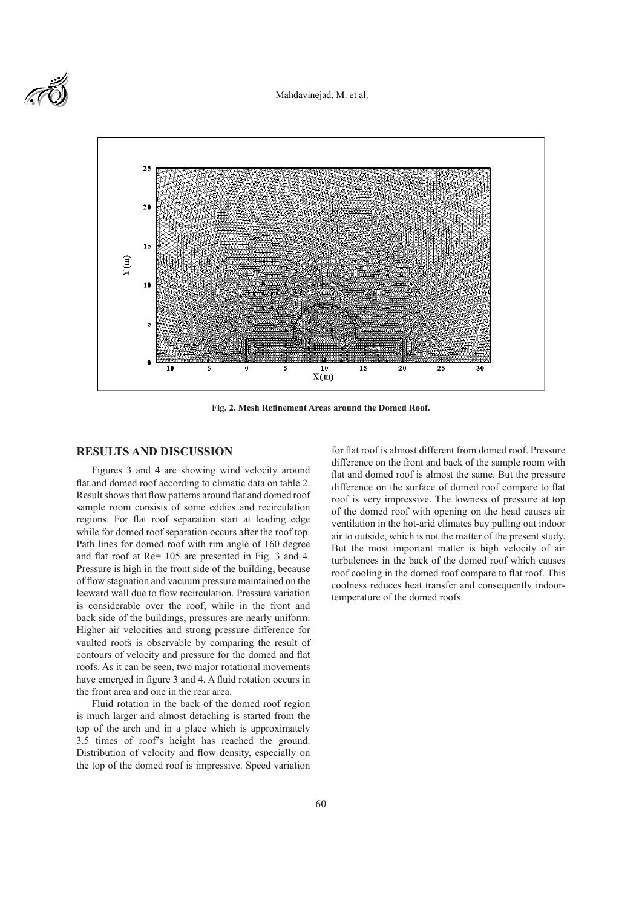Fig. 2. Mesh Refinement Areas around the Domed Roof.

## RESULTS AND DISCUSSION

Figures 3 and 4 are showing wind velocity around flat and domed roof according to climatic data on table 2. Result shows that flow patterns around flat and domed roof sample room consists of some eddies and recirculation regions. For flat roof separation start at leading edge while for domed roof separation occurs after the roof top. Path lines for domed roof with rim angle of 160 degree and flat roof at Re= 105 are presented in Fig. 3 and 4. Pressure is high in the front side of the building, because of flow stagnation and vacuum pressure maintained on the leeward wall due to flow recirculation. Pressure variation is considerable over the roof, while in the front and back side of the buildings, pressures are nearly uniform. Higher air velocities and strong pressure difference for vaulted roofs is observable by comparing the result of contours of velocity and pressure for the domed and flat roofs. As it can be seen, two major rotational movements have emerged in figure 3 and 4. A fluid rotation occurs in the front area and one in the rear area.

Fluid rotation in the back of the domed roof region is much larger and almost detaching is started from the top of the arch and in a place which is approximately 3.5 times of roof's height has reached the ground. Distribution of velocity and flow density, especially on the top of the domed roof is impressive. Speed variation for flat roof is almost different from domed roof. Pressure difference on the front and back of the sample room with flat and domed roof is almost the same. But the pressure difference on the surface of domed roof compare to flat roof is very impressive. The lowness of pressure at top of the domed roof with opening on the head causes air ventilation in the hot-arid climates buy pulling out indoor air to outside, which is not the matter of the present study. But the most important matter is high velocity of air turbulences in the back of the domed roof which causes roof cooling in the domed roof compare to flat roof. This coolness reduces heat transfer and consequently indoor-temperature of the domed roofs.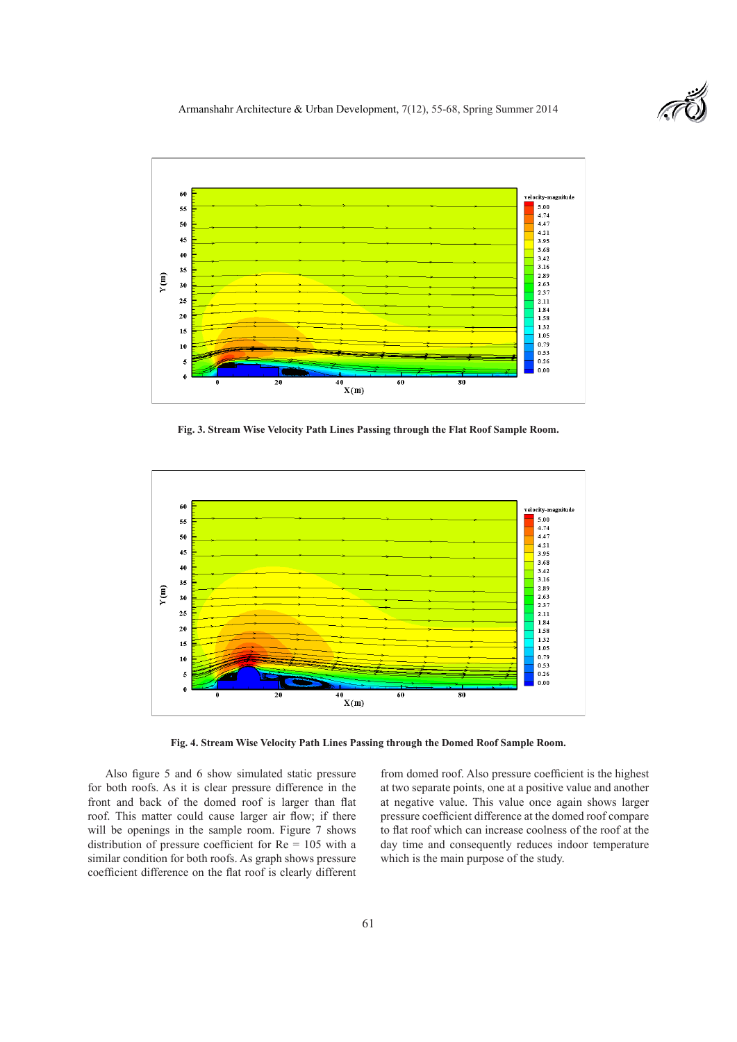Fig. 3. Stream Wise Velocity Path Lines Passing through the Flat Roof Sample Room.

Fig. 4. Stream Wise Velocity Path Lines Passing through the Domed Roof Sample Room.

Also figure 5 and 6 show simulated static pressure for both roofs. As it is clear pressure difference in the front and back of the domed roof is larger than flat roof. This matter could cause larger air flow; if there will be openings in the sample room. Figure 7 shows distribution of pressure coefficient for Re = 105 with a similar condition for both roofs. As graph shows pressure coefficient difference on the flat roof is clearly different from domed roof. Also pressure coefficient is the highest at two separate points, one at a positive value and another at negative value. This value once again shows larger pressure coefficient difference at the domed roof compare to flat roof which can increase coolness of the roof at the day time and consequently reduces indoor temperature which is the main purpose of the study.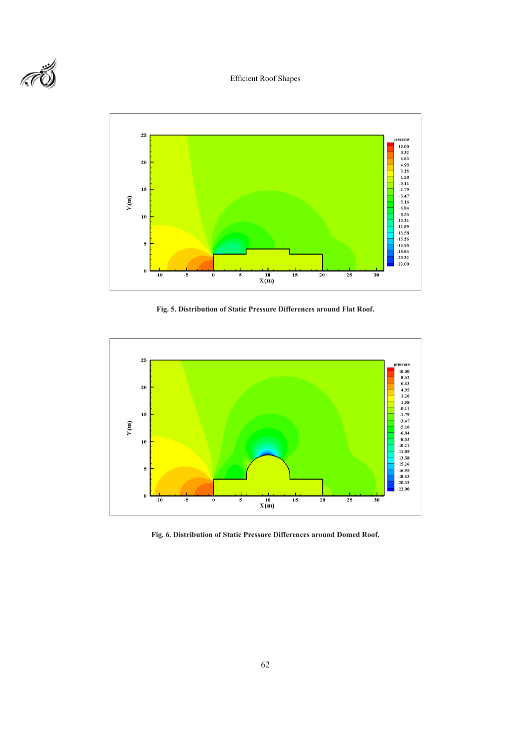**Fig. 5. Distribution of Static Pressure Differences around Flat Roof.**

**Fig. 6. Distribution of Static Pressure Differences around Domed Roof.**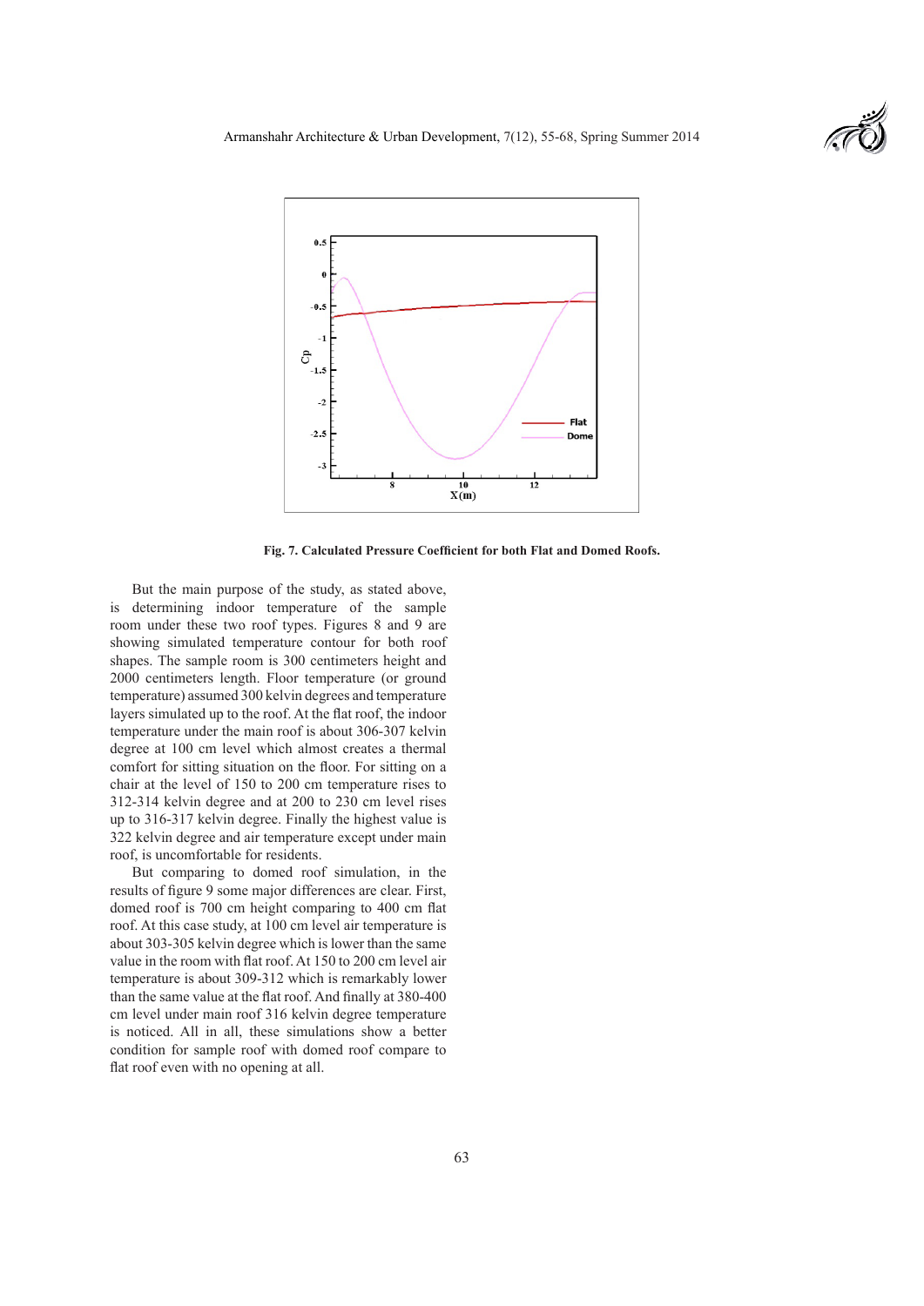Fig. 7. Calculated Pressure Coefficient for both Flat and Domed Roofs.

But the main purpose of the study, as stated above, is determining indoor temperature of the sample room under these two roof types. Figures 8 and 9 are showing simulated temperature contour for both roof shapes. The sample room is 300 centimeters height and 2000 centimeters length. Floor temperature (or ground temperature) assumed 300 kelvin degrees and temperature layers simulated up to the roof. At the flat roof, the indoor temperature under the main roof is about 306-307 kelvin degree at 100 cm level which almost creates a thermal comfort for sitting situation on the floor. For sitting on a chair at the level of 150 to 200 cm temperature rises to 312-314 kelvin degree and at 200 to 230 cm level rises up to 316-317 kelvin degree. Finally the highest value is 322 kelvin degree and air temperature except under main roof, is uncomfortable for residents.

But comparing to domed roof simulation, in the results of figure 9 some major differences are clear. First, domed roof is 700 cm height comparing to 400 cm flat roof. At this case study, at 100 cm level air temperature is about 303-305 kelvin degree which is lower than the same value in the room with flat roof. At 150 to 200 cm level air temperature is about 309-312 which is remarkably lower than the same value at the flat roof. And finally at 380-400 cm level under main roof 316 kelvin degree temperature is noticed. All in all, these simulations show a better condition for sample roof with domed roof compare to flat roof even with no opening at all.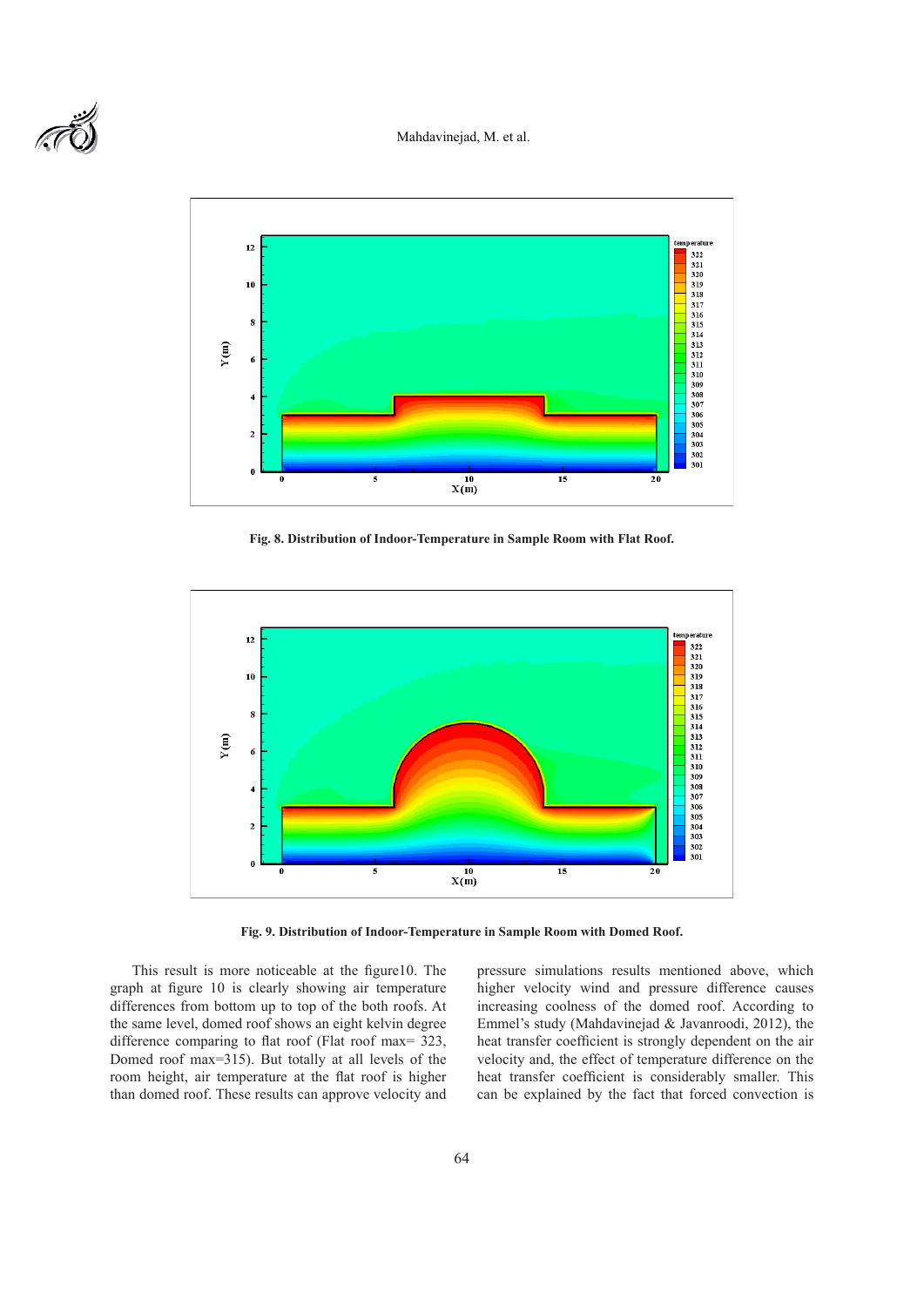Fig. 8. Distribution of Indoor-Temperature in Sample Room with Flat Roof.

Fig. 9. Distribution of Indoor-Temperature in Sample Room with Domed Roof.

This result is more noticeable at the figure10. The graph at figure 10 is clearly showing air temperature differences from bottom up to top of the both roofs. At the same level, domed roof shows an eight kelvin degree difference comparing to flat roof (Flat roof max= 323, Domed roof max=315). But totally at all levels of the room height, air temperature at the flat roof is higher than domed roof. These results can approve velocity and pressure simulations results mentioned above, which higher velocity wind and pressure difference causes increasing coolness of the domed roof. According to Emmel's study (Mahdavinejad & Javanroodi, 2012), the heat transfer coefficient is strongly dependent on the air velocity and, the effect of temperature difference on the heat transfer coefficient is considerably smaller. This can be explained by the fact that forced convection is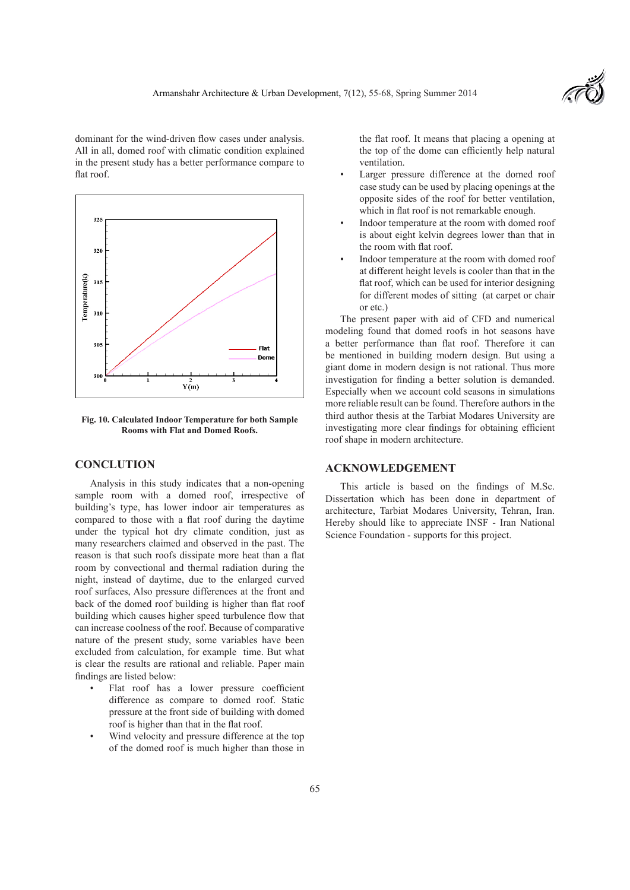dominant for the wind-driven flow cases under analysis. All in all, domed roof with climatic condition explained in the present study has a better performance compare to flat roof.

**Fig. 10. Calculated Indoor Temperature for both Sample Rooms with Flat and Domed Roofs.**

## CONCLUTION

Analysis in this study indicates that a non-opening sample room with a domed roof, irrespective of building's type, has lower indoor air temperatures as compared to those with a flat roof during the daytime under the typical hot dry climate condition, just as many researchers claimed and observed in the past. The reason is that such roofs dissipate more heat than a flat room by convectional and thermal radiation during the night, instead of daytime, due to the enlarged curved roof surfaces, Also pressure differences at the front and back of the domed roof building is higher than flat roof building which causes higher speed turbulence flow that can increase coolness of the roof. Because of comparative nature of the present study, some variables have been excluded from calculation, for example time. But what is clear the results are rational and reliable. Paper main findings are listed below:

- Flat roof has a lower pressure coefficient difference as compare to domed roof. Static pressure at the front side of building with domed roof is higher than that in the flat roof.
- Wind velocity and pressure difference at the top of the domed roof is much higher than those in the flat roof. It means that placing a opening at the top of the dome can efficiently help natural ventilation.
- Larger pressure difference at the domed roof case study can be used by placing openings at the opposite sides of the roof for better ventilation, which in flat roof is not remarkable enough.
- Indoor temperature at the room with domed roof is about eight kelvin degrees lower than that in the room with flat roof.
- Indoor temperature at the room with domed roof at different height levels is cooler than that in the flat roof, which can be used for interior designing for different modes of sitting (at carpet or chair or etc.)

The present paper with aid of CFD and numerical modeling found that domed roofs in hot seasons have a better performance than flat roof. Therefore it can be mentioned in building modern design. But using a giant dome in modern design is not rational. Thus more investigation for finding a better solution is demanded. Especially when we account cold seasons in simulations more reliable result can be found. Therefore authors in the third author thesis at the Tarbiat Modares University are investigating more clear findings for obtaining efficient roof shape in modern architecture.

## ACKNOWLEDGEMENT

This article is based on the findings of M.Sc. Dissertation which has been done in department of architecture, Tarbiat Modares University, Tehran, Iran. Hereby should like to appreciate INSF - Iran National Science Foundation - supports for this project.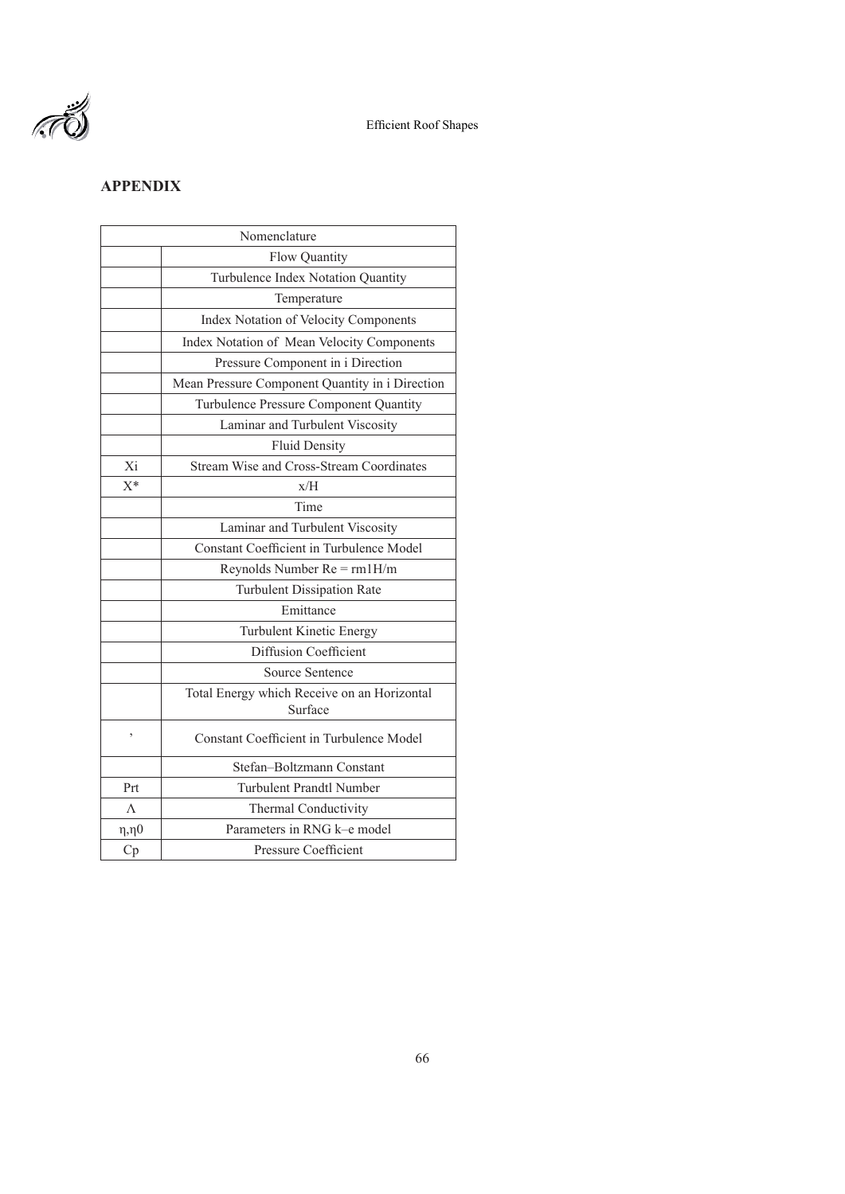## APPENDIX

| Nomenclature | |
|---|---|
| | Flow Quantity |
| | Turbulence Index Notation Quantity |
| | Temperature |
| | Index Notation of Velocity Components |
| | Index Notation of Mean Velocity Components |
| | Pressure Component in i Direction |
| | Mean Pressure Component Quantity in i Direction |
| | Turbulence Pressure Component Quantity |
| | Laminar and Turbulent Viscosity |
| | Fluid Density |
| Xi | Stream Wise and Cross-Stream Coordinates |
| X* | x/H |
| | Time |
| | Laminar and Turbulent Viscosity |
| | Constant Coefficient in Turbulence Model |
| | Reynolds Number Re = rm1H/m |
| | Turbulent Dissipation Rate |
| | Emittance |
| | Turbulent Kinetic Energy |
| | Diffusion Coefficient |
| | Source Sentence |
| | Total Energy which Receive on an Horizontal Surface |
| , | Constant Coefficient in Turbulence Model |
| | Stefan–Boltzmann Constant |
| Prt | Turbulent Prandtl Number |
| Λ | Thermal Conductivity |
| η,η0 | Parameters in RNG k–e model |
| Cp | Pressure Coefficient |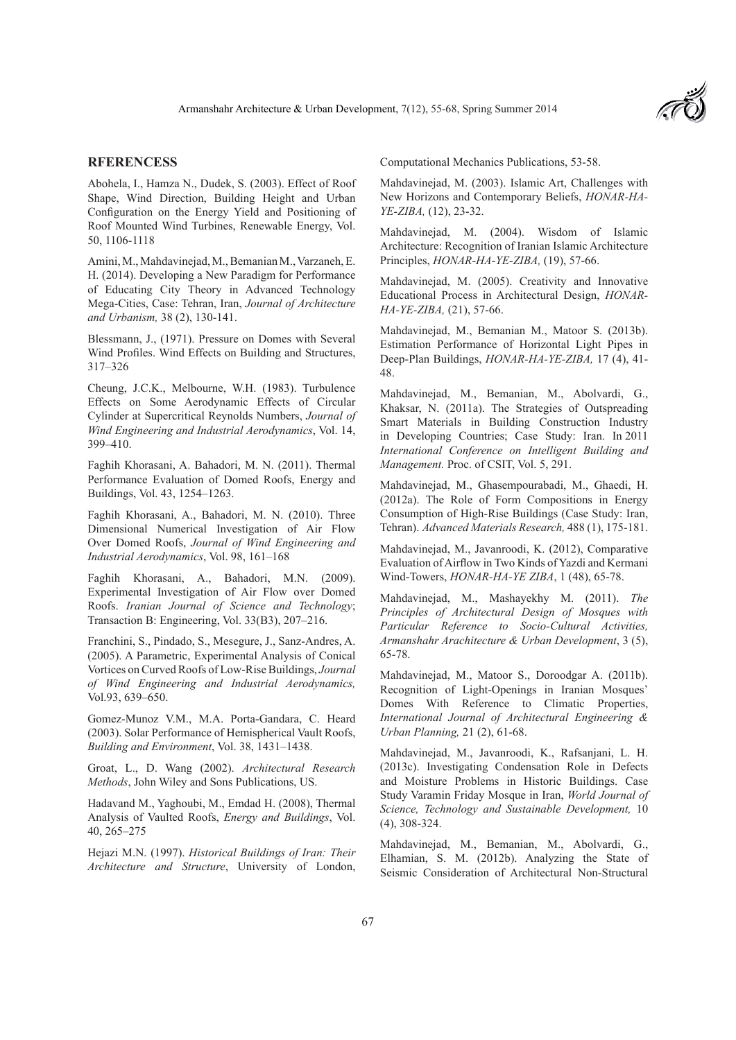## RFERENCESS

Abohela, I., Hamza N., Dudek, S. (2003). Effect of Roof Shape, Wind Direction, Building Height and Urban Configuration on the Energy Yield and Positioning of Roof Mounted Wind Turbines, Renewable Energy, Vol. 50, 1106-1118

Amini, M., Mahdavinejad, M., Bemanian M., Varzaneh, E. H. (2014). Developing a New Paradigm for Performance of Educating City Theory in Advanced Technology Mega-Cities, Case: Tehran, Iran, *Journal of Architecture and Urbanism,* 38 (2), 130-141.

Blessmann, J., (1971). Pressure on Domes with Several Wind Profiles. Wind Effects on Building and Structures, 317–326

Cheung, J.C.K., Melbourne, W.H. (1983). Turbulence Effects on Some Aerodynamic Effects of Circular Cylinder at Supercritical Reynolds Numbers, *Journal of Wind Engineering and Industrial Aerodynamics*, Vol. 14, 399–410.

Faghih Khorasani, A. Bahadori, M. N. (2011). Thermal Performance Evaluation of Domed Roofs, Energy and Buildings, Vol. 43, 1254–1263.

Faghih Khorasani, A., Bahadori, M. N. (2010). Three Dimensional Numerical Investigation of Air Flow Over Domed Roofs, *Journal of Wind Engineering and Industrial Aerodynamics*, Vol. 98, 161–168

Faghih Khorasani, A., Bahadori, M.N. (2009). Experimental Investigation of Air Flow over Domed Roofs. *Iranian Journal of Science and Technology*; Transaction B: Engineering, Vol. 33(B3), 207–216.

Franchini, S., Pindado, S., Mesegure, J., Sanz-Andres, A. (2005). A Parametric, Experimental Analysis of Conical Vortices on Curved Roofs of Low-Rise Buildings, *Journal of Wind Engineering and Industrial Aerodynamics,* Vol.93, 639–650.

Gomez-Munoz V.M., M.A. Porta-Gandara, C. Heard (2003). Solar Performance of Hemispherical Vault Roofs, *Building and Environment*, Vol. 38, 1431–1438.

Groat, L., D. Wang (2002). *Architectural Research Methods*, John Wiley and Sons Publications, US.

Hadavand M., Yaghoubi, M., Emdad H. (2008), Thermal Analysis of Vaulted Roofs, *Energy and Buildings*, Vol. 40, 265–275

Hejazi M.N. (1997). *Historical Buildings of Iran: Their Architecture and Structure*, University of London, Computational Mechanics Publications, 53-58.

Mahdavinejad, M. (2003). Islamic Art, Challenges with New Horizons and Contemporary Beliefs, *HONAR-HA-YE-ZIBA,* (12), 23-32.

Mahdavinejad, M. (2004). Wisdom of Islamic Architecture: Recognition of Iranian Islamic Architecture Principles, *HONAR-HA-YE-ZIBA,* (19), 57-66.

Mahdavinejad, M. (2005). Creativity and Innovative Educational Process in Architectural Design, *HONAR-HA-YE-ZIBA,* (21), 57-66.

Mahdavinejad, M., Bemanian M., Matoor S. (2013b). Estimation Performance of Horizontal Light Pipes in Deep-Plan Buildings, *HONAR-HA-YE-ZIBA,* 17 (4), 41-48.

Mahdavinejad, M., Bemanian, M., Abolvardi, G., Khaksar, N. (2011a). The Strategies of Outspreading Smart Materials in Building Construction Industry in Developing Countries; Case Study: Iran. In 2011 *International Conference on Intelligent Building and Management.* Proc. of CSIT, Vol. 5, 291.

Mahdavinejad, M., Ghasempourabadi, M., Ghaedi, H. (2012a). The Role of Form Compositions in Energy Consumption of High-Rise Buildings (Case Study: Iran, Tehran). *Advanced Materials Research,* 488 (1), 175-181.

Mahdavinejad, M., Javanroodi, K. (2012), Comparative Evaluation of Airflow in Two Kinds of Yazdi and Kermani Wind-Towers, *HONAR-HA-YE ZIBA*, 1 (48), 65-78.

Mahdavinejad, M., Mashayekhy M. (2011). *The Principles of Architectural Design of Mosques with Particular Reference to Socio-Cultural Activities, Armanshahr Arachitecture & Urban Development*, 3 (5), 65-78.

Mahdavinejad, M., Matoor S., Doroodgar A. (2011b). Recognition of Light-Openings in Iranian Mosques' Domes With Reference to Climatic Properties, *International Journal of Architectural Engineering & Urban Planning,* 21 (2), 61-68.

Mahdavinejad, M., Javanroodi, K., Rafsanjani, L. H. (2013c). Investigating Condensation Role in Defects and Moisture Problems in Historic Buildings. Case Study Varamin Friday Mosque in Iran, *World Journal of Science, Technology and Sustainable Development,* 10 (4), 308-324.

Mahdavinejad, M., Bemanian, M., Abolvardi, G., Elhamian, S. M. (2012b). Analyzing the State of Seismic Consideration of Architectural Non-Structural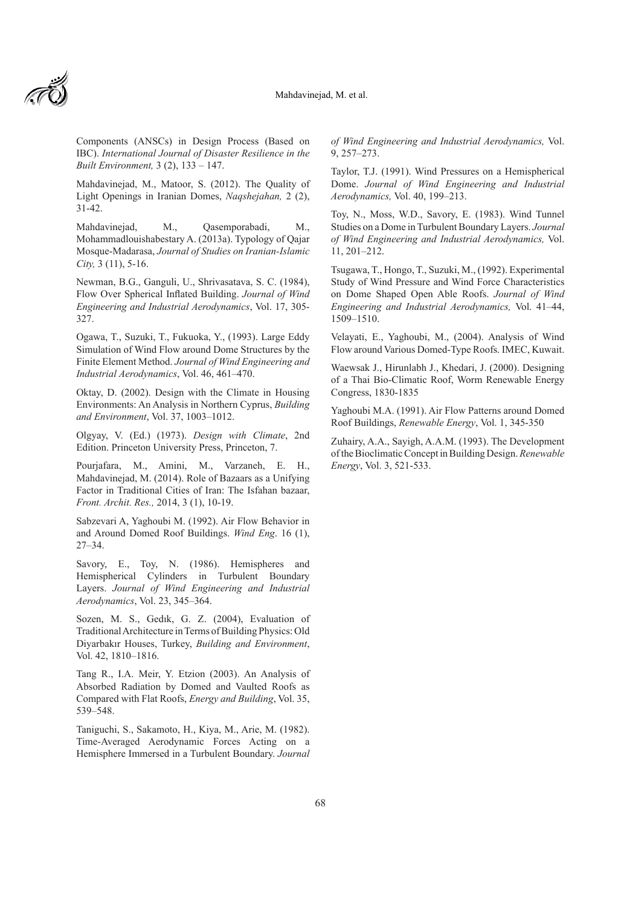Components (ANSCs) in Design Process (Based on IBC). *International Journal of Disaster Resilience in the Built Environment,* 3 (2), 133 – 147.

Mahdavinejad, M., Matoor, S. (2012). The Quality of Light Openings in Iranian Domes, *Naqshejahan,* 2 (2), 31-42.

Mahdavinejad, M., Qasemporabadi, M., Mohammadlouishabestary A. (2013a). Typology of Qajar Mosque-Madarasa, *Journal of Studies on Iranian-Islamic City,* 3 (11), 5-16.

Newman, B.G., Ganguli, U., Shrivasatava, S. C. (1984), Flow Over Spherical Inflated Building. *Journal of Wind Engineering and Industrial Aerodynamics*, Vol. 17, 305-327.

Ogawa, T., Suzuki, T., Fukuoka, Y., (1993). Large Eddy Simulation of Wind Flow around Dome Structures by the Finite Element Method. *Journal of Wind Engineering and Industrial Aerodynamics*, Vol. 46, 461–470.

Oktay, D. (2002). Design with the Climate in Housing Environments: An Analysis in Northern Cyprus, *Building and Environment*, Vol. 37, 1003–1012.

Olgyay, V. (Ed.) (1973). *Design with Climate*, 2nd Edition. Princeton University Press, Princeton, 7.

Pourjafara, M., Amini, M., Varzaneh, E. H., Mahdavinejad, M. (2014). Role of Bazaars as a Unifying Factor in Traditional Cities of Iran: The Isfahan bazaar, *Front. Archit. Res.,* 2014, 3 (1), 10-19.

Sabzevari A, Yaghoubi M. (1992). Air Flow Behavior in and Around Domed Roof Buildings. *Wind Eng*. 16 (1), 27–34.

Savory, E., Toy, N. (1986). Hemispheres and Hemispherical Cylinders in Turbulent Boundary Layers. *Journal of Wind Engineering and Industrial Aerodynamics*, Vol. 23, 345–364.

Sozen, M. S., Gedık, G. Z. (2004), Evaluation of Traditional Architecture in Terms of Building Physics: Old Diyarbakır Houses, Turkey, *Building and Environment*, Vol. 42, 1810–1816.

Tang R., I.A. Meir, Y. Etzion (2003). An Analysis of Absorbed Radiation by Domed and Vaulted Roofs as Compared with Flat Roofs, *Energy and Building*, Vol. 35, 539–548.

Taniguchi, S., Sakamoto, H., Kiya, M., Arie, M. (1982). Time-Averaged Aerodynamic Forces Acting on a Hemisphere Immersed in a Turbulent Boundary. *Journal of Wind Engineering and Industrial Aerodynamics,* Vol. 9, 257–273.

Taylor, T.J. (1991). Wind Pressures on a Hemispherical Dome. *Journal of Wind Engineering and Industrial Aerodynamics,* Vol. 40, 199–213.

Toy, N., Moss, W.D., Savory, E. (1983). Wind Tunnel Studies on a Dome in Turbulent Boundary Layers. *Journal of Wind Engineering and Industrial Aerodynamics,* Vol. 11, 201–212.

Tsugawa, T., Hongo, T., Suzuki, M., (1992). Experimental Study of Wind Pressure and Wind Force Characteristics on Dome Shaped Open Able Roofs. *Journal of Wind Engineering and Industrial Aerodynamics,* Vol. 41–44, 1509–1510.

Velayati, E., Yaghoubi, M., (2004). Analysis of Wind Flow around Various Domed-Type Roofs. IMEC, Kuwait.

Waewsak J., Hirunlabh J., Khedari, J. (2000). Designing of a Thai Bio-Climatic Roof, Worm Renewable Energy Congress, 1830-1835

Yaghoubi M.A. (1991). Air Flow Patterns around Domed Roof Buildings, *Renewable Energy*, Vol. 1, 345-350

Zuhairy, A.A., Sayigh, A.A.M. (1993). The Development of the Bioclimatic Concept in Building Design. *Renewable Energy*, Vol. 3, 521-533.